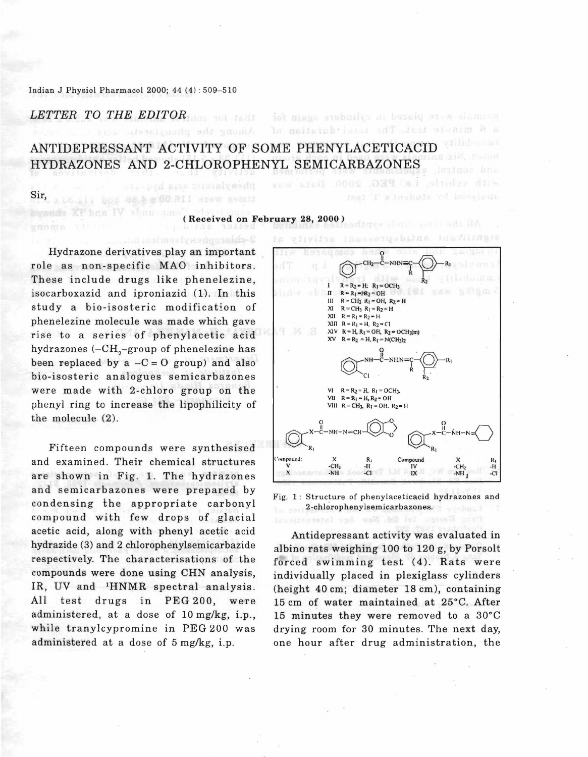*LETTER TO THE EDITOR*

# ANTIDEPRESSANT ACTIVITY OF SOME PHENYLACETICACID HYDRAZONES AND 2-CHLOROPHENYL SEMICARBAZONES

Sir,

( Received on February 28, 2000 )

Hydrazone derivatives play an important role as non-specific MAO inhibitors. These include drugs like phenelezine, isocarboxazid and iproniazid (1). In this study a bio-isosteric modification of phenelezine molecule was made which gave rise to a series of phenylacetic acid hydrazones ($-CH_2-$group of phenelezine has been replaced by a $-C=O$ group) and also bio-isosteric analogues semicarbazones were made with 2-chloro group on the phenyl ring to increase the lipophilicity of the molecule (2).

Fifteen compounds were synthesised and examined. Their chemical structures are shown in Fig. 1. The hydrazones and semicarbazones were prepared by condensing the appropriate carbonyl compound with few drops of glacial acetic acid, along with phenyl acetic acid hydrazide (3) and 2 chlorophenylsemicarbazide respectively. The characterisations of the compounds were done using CHN analysis, IR, UV and [1]HNMR spectral analysis. All test drugs in PEG 200, were administered, at a dose of 10 mg/kg, i.p., while tranylcypromine in PEG 200 was administered at a dose of 5 mg/kg, i.p.

I R = $R_2$ = H; $R_1$ = $OCH_3$
II R = $R_1$ = $R_2$ = OH
III R = $CH_3$ $R_1$ = OH, $R_2$ = H
XI R = $CH_3$ $R_1$ = $R_2$ = H
XII R = $R_1$ = $R_2$ = H
XIII R = $R_1$ = H, $R_2$ = Cl
XIV R = H, $R_1$ = OH, $R_2$ = $OCH_3$(m)
XV R = $R_2$ = H, $R_1$ = $N(CH_3)_2$

VI R = $R_2$ = H, $R_1$ = $OCH_3$
VII R = $R_1$ = H, $R_2$ = OH
VIII R = $CH_3$, $R_1$ = OH, $R_2$ = H

| Compound | X | $R_1$ | Compound | X | $R_1$ |
|---|---|---|---|---|---|
| V | $-CH_2$ | -H | IV | $-CH_2$ | -H |
| X | -NH | -Cl | IX | -NH | -Cl |

Fig. 1 : Structure of phenylaceticacid hydrazones and 2-chlorophenylsemicarbazones.

Antidepressant activity was evaluated in albino rats weighing 100 to 120 g, by Porsolt forced swimming test (4). Rats were individually placed in plexiglass cylinders (height 40 cm; diameter 18 cm), containing 15 cm of water maintained at 25°C. After 15 minutes they were removed to a 30°C drying room for 30 minutes. The next day, one hour after drug administration, the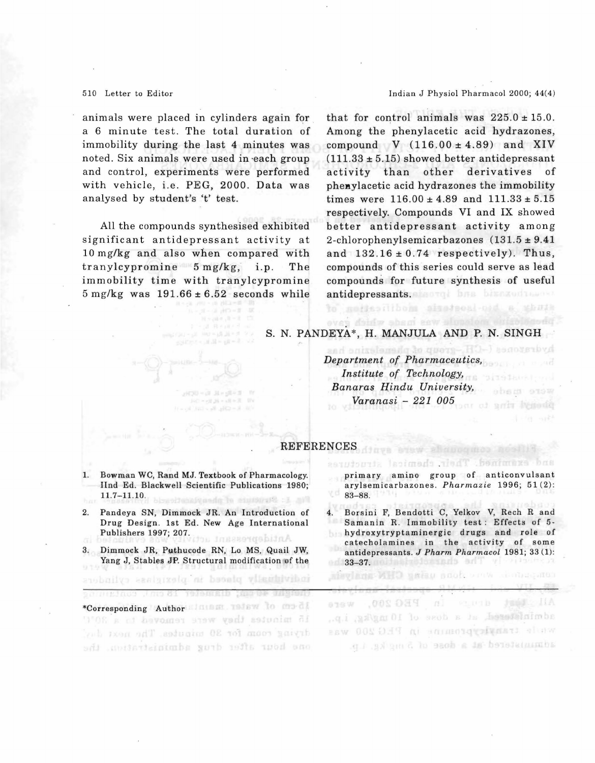animals were placed in cylinders again for a 6 minute test. The total duration of immobility during the last 4 minutes was noted. Six animals were used in each group and control, experiments were performed with vehicle, i.e. PEG, 2000. Data was analysed by student's 't' test.

All the compounds synthesised exhibited significant antidepressant activity at 10 mg/kg and also when compared with tranylcypromine 5 mg/kg, i.p. The immobility time with tranylcypromine 5 mg/kg was 191.66 ± 6.52 seconds while that for control animals was 225.0 ± 15.0. Among the phenylacetic acid hydrazones, compound V (116.00 ± 4.89) and XIV (111.33 ± 5.15) showed better antidepressant activity than other derivatives of phenylacetic acid hydrazones the immobility times were 116.00 ± 4.89 and 111.33 ± 5.15 respectively. Compounds VI and IX showed better antidepressant activity among 2-chlorophenylsemicarbazones (131.5 ± 9.41 and 132.16 ± 0.74 respectively). Thus, compounds of this series could serve as lead compounds for future synthesis of useful antidepressants.

S. N. PANDEYA*, H. MANJULA AND P. N. SINGH

*Department of Pharmaceutics,*
*Institute of Technology,*
*Banaras Hindu University,*
*Varanasi – 221 005*

## REFERENCES

1. Bowman WC, Rand MJ. Textbook of Pharmacology. IInd Ed. Blackwell Scientific Publications 1980; 11.7–11.10.
2. Pandeya SN, Dimmock JR. An Introduction of Drug Design. 1st Ed. New Age International Publishers 1997; 207.
3. Dimmock JR, Puthucode RN, Lo MS, Quail JW, Yang J, Stables JP. Structural modification of the primary amino group of anticonvulsant arylsemicarbazones. *Pharmazie* 1996; 51(2): 83–88.
4. Borsini F, Bendotti C, Yelkov V, Rech R and Samanin R. Immobility test : Effects of 5-hydroxytryptaminergic drugs and role of catecholamines in the activity of some antidepressants. *J Pharm Pharmacol* 1981; 33(1): 33–37.

*Corresponding Author